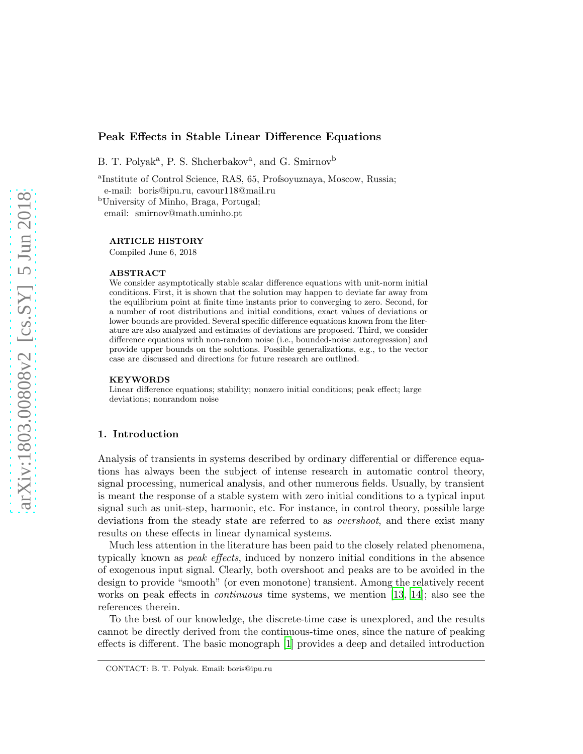# Peak Effects in Stable Linear Difference Equations

B. T. Polyak[a], P. S. Shcherbakov[a], and G. Smirnov[b]

[a]Institute of Control Science, RAS, 65, Profsoyuznaya, Moscow, Russia;
e-mail: boris@ipu.ru, cavour118@mail.ru

[b]University of Minho, Braga, Portugal;
email: smirnov@math.uminho.pt

**ARTICLE HISTORY**

Compiled June 6, 2018

**ABSTRACT**

We consider asymptotically stable scalar difference equations with unit-norm initial conditions. First, it is shown that the solution may happen to deviate far away from the equilibrium point at finite time instants prior to converging to zero. Second, for a number of root distributions and initial conditions, exact values of deviations or lower bounds are provided. Several specific difference equations known from the literature are also analyzed and estimates of deviations are proposed. Third, we consider difference equations with non-random noise (i.e., bounded-noise autoregression) and provide upper bounds on the solutions. Possible generalizations, e.g., to the vector case are discussed and directions for future research are outlined.

**KEYWORDS**

Linear difference equations; stability; nonzero initial conditions; peak effect; large deviations; nonrandom noise

## 1. Introduction

Analysis of transients in systems described by ordinary differential or difference equations has always been the subject of intense research in automatic control theory, signal processing, numerical analysis, and other numerous fields. Usually, by transient is meant the response of a stable system with zero initial conditions to a typical input signal such as unit-step, harmonic, etc. For instance, in control theory, possible large deviations from the steady state are referred to as *overshoot*, and there exist many results on these effects in linear dynamical systems.

Much less attention in the literature has been paid to the closely related phenomena, typically known as *peak effects*, induced by nonzero initial conditions in the absence of exogenous input signal. Clearly, both overshoot and peaks are to be avoided in the design to provide "smooth" (or even monotone) transient. Among the relatively recent works on peak effects in *continuous* time systems, we mention [13, 14]; also see the references therein.

To the best of our knowledge, the discrete-time case is unexplored, and the results cannot be directly derived from the continuous-time ones, since the nature of peaking effects is different. The basic monograph [1] provides a deep and detailed introduction

CONTACT: B. T. Polyak. Email: boris@ipu.ru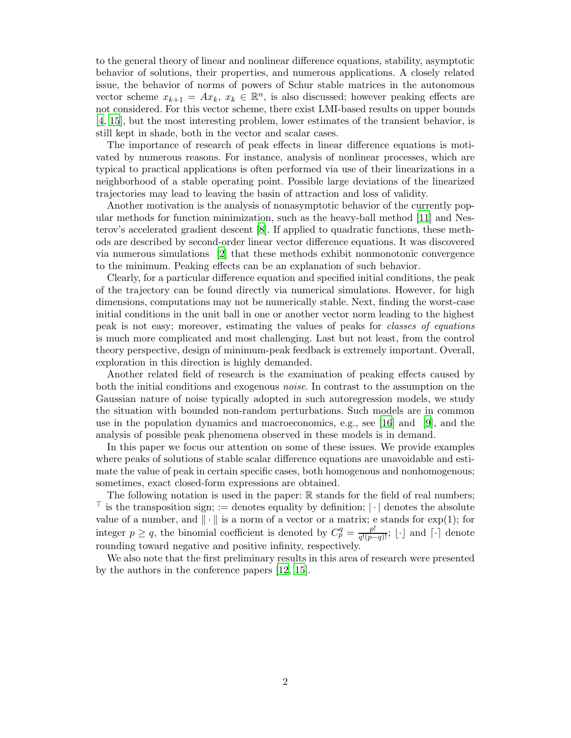to the general theory of linear and nonlinear difference equations, stability, asymptotic behavior of solutions, their properties, and numerous applications. A closely related issue, the behavior of norms of powers of Schur stable matrices in the autonomous vector scheme $x_{k+1} = Ax_k$, $x_k \in \mathbb{R}^n$, is also discussed; however peaking effects are not considered. For this vector scheme, there exist LMI-based results on upper bounds [4, 15], but the most interesting problem, lower estimates of the transient behavior, is still kept in shade, both in the vector and scalar cases.

The importance of research of peak effects in linear difference equations is motivated by numerous reasons. For instance, analysis of nonlinear processes, which are typical to practical applications is often performed via use of their linearizations in a neighborhood of a stable operating point. Possible large deviations of the linearized trajectories may lead to leaving the basin of attraction and loss of validity.

Another motivation is the analysis of nonasymptotic behavior of the currently popular methods for function minimization, such as the heavy-ball method [11] and Nesterov's accelerated gradient descent [8]. If applied to quadratic functions, these methods are described by second-order linear vector difference equations. It was discovered via numerous simulations [2] that these methods exhibit nonmonotonic convergence to the minimum. Peaking effects can be an explanation of such behavior.

Clearly, for a particular difference equation and specified initial conditions, the peak of the trajectory can be found directly via numerical simulations. However, for high dimensions, computations may not be numerically stable. Next, finding the worst-case initial conditions in the unit ball in one or another vector norm leading to the highest peak is not easy; moreover, estimating the values of peaks for *classes of equations* is much more complicated and most challenging. Last but not least, from the control theory perspective, design of minimum-peak feedback is extremely important. Overall, exploration in this direction is highly demanded.

Another related field of research is the examination of peaking effects caused by both the initial conditions and exogenous *noise*. In contrast to the assumption on the Gaussian nature of noise typically adopted in such autoregression models, we study the situation with bounded non-random perturbations. Such models are in common use in the population dynamics and macroeconomics, e.g., see [16] and [9], and the analysis of possible peak phenomena observed in these models is in demand.

In this paper we focus our attention on some of these issues. We provide examples where peaks of solutions of stable scalar difference equations are unavoidable and estimate the value of peak in certain specific cases, both homogenous and nonhomogenous; sometimes, exact closed-form expressions are obtained.

The following notation is used in the paper: $\mathbb{R}$ stands for the field of real numbers; $^\top$ is the transposition sign; $:=$ denotes equality by definition; $|\cdot|$ denotes the absolute value of a number, and $\|\cdot\|$ is a norm of a vector or a matrix; e stands for $\exp(1)$; for integer $p \geq q$, the binomial coefficient is denoted by $C_p^q = \frac{p!}{q!(p-q)!}$; $\lfloor\cdot\rfloor$ and $\lceil\cdot\rceil$ denote rounding toward negative and positive infinity, respectively.

We also note that the first preliminary results in this area of research were presented by the authors in the conference papers [12, 15].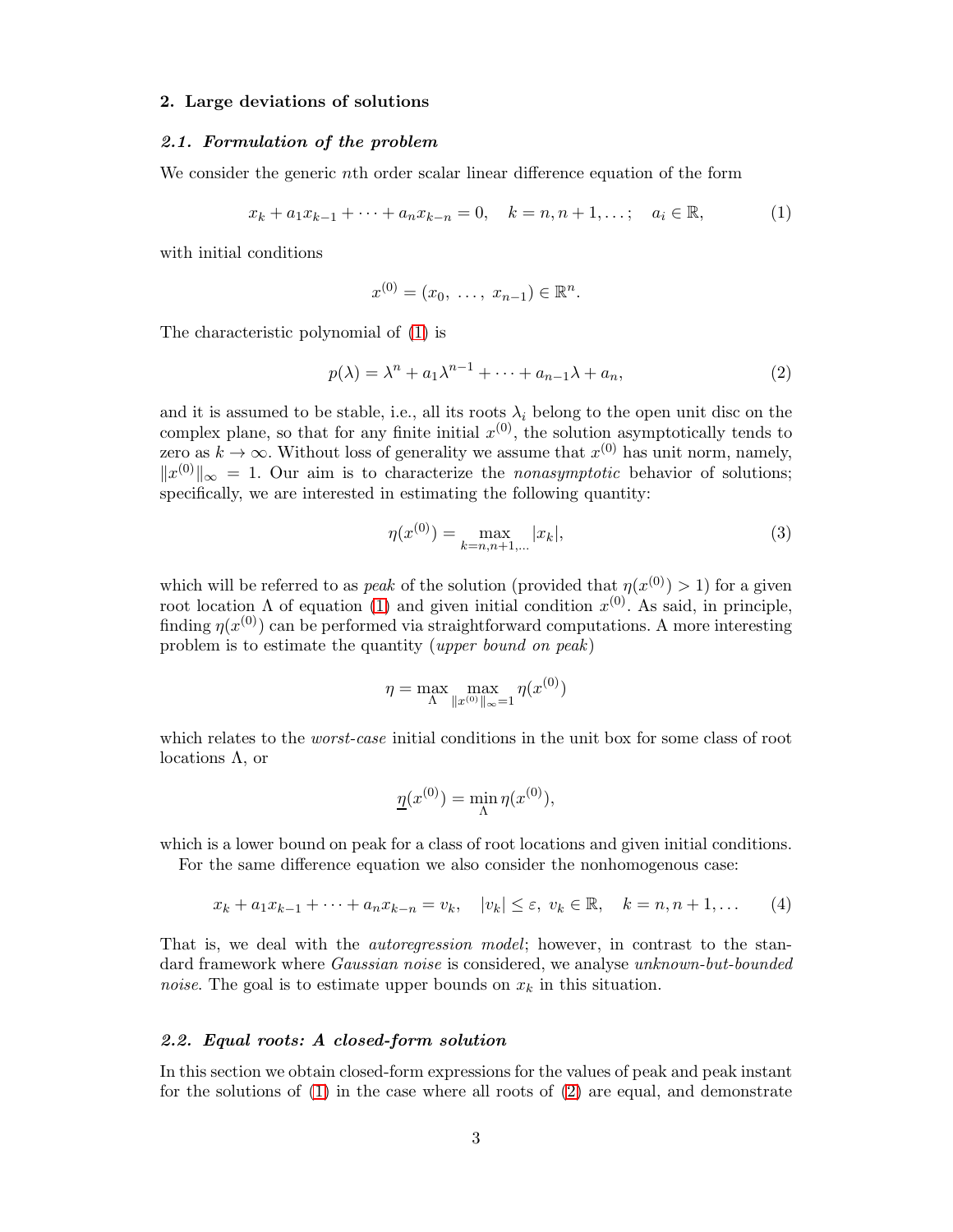## 2. Large deviations of solutions

### *2.1. Formulation of the problem*

We consider the generic $n$th order scalar linear difference equation of the form

$$x_k + a_1 x_{k-1} + \cdots + a_n x_{k-n} = 0, \quad k = n, n+1, \ldots; \quad a_i \in \mathbb{R}, \tag{1}$$

with initial conditions

$$x^{(0)} = (x_0, \ \ldots, \ x_{n-1}) \in \mathbb{R}^n.$$

The characteristic polynomial of (1) is

$$p(\lambda) = \lambda^n + a_1 \lambda^{n-1} + \cdots + a_{n-1}\lambda + a_n, \tag{2}$$

and it is assumed to be stable, i.e., all its roots $\lambda_i$ belong to the open unit disc on the complex plane, so that for any finite initial $x^{(0)}$, the solution asymptotically tends to zero as $k \to \infty$. Without loss of generality we assume that $x^{(0)}$ has unit norm, namely, $\|x^{(0)}\|_\infty = 1$. Our aim is to characterize the *nonasymptotic* behavior of solutions; specifically, we are interested in estimating the following quantity:

$$\eta(x^{(0)}) = \max_{k=n,n+1,\ldots} |x_k|, \tag{3}$$

which will be referred to as *peak* of the solution (provided that $\eta(x^{(0)}) > 1$) for a given root location $\Lambda$ of equation (1) and given initial condition $x^{(0)}$. As said, in principle, finding $\eta(x^{(0)})$ can be performed via straightforward computations. A more interesting problem is to estimate the quantity (*upper bound on peak*)

$$\eta = \max_{\Lambda} \max_{\|x^{(0)}\|_\infty = 1} \eta(x^{(0)})$$

which relates to the *worst-case* initial conditions in the unit box for some class of root locations $\Lambda$, or

$$\underline{\eta}(x^{(0)}) = \min_{\Lambda} \eta(x^{(0)}),$$

which is a lower bound on peak for a class of root locations and given initial conditions.

For the same difference equation we also consider the nonhomogenous case:

$$x_k + a_1 x_{k-1} + \cdots + a_n x_{k-n} = v_k, \quad |v_k| \leq \varepsilon, \ v_k \in \mathbb{R}, \quad k = n, n+1, \ldots \tag{4}$$

That is, we deal with the *autoregression model*; however, in contrast to the standard framework where *Gaussian noise* is considered, we analyse *unknown-but-bounded noise*. The goal is to estimate upper bounds on $x_k$ in this situation.

### *2.2. Equal roots: A closed-form solution*

In this section we obtain closed-form expressions for the values of peak and peak instant for the solutions of (1) in the case where all roots of (2) are equal, and demonstrate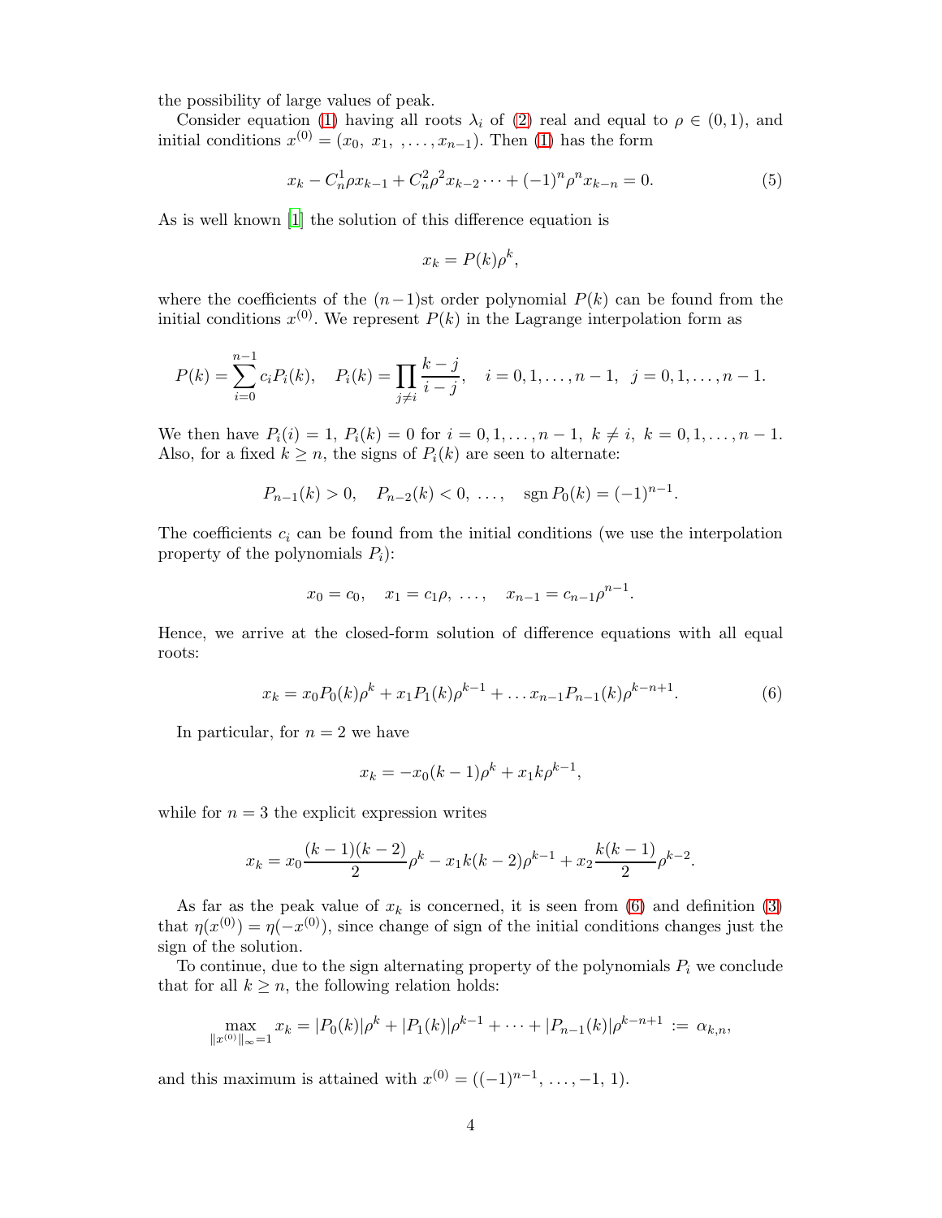the possibility of large values of peak.

Consider equation (1) having all roots $\lambda_i$ of (2) real and equal to $\rho \in (0,1)$, and initial conditions $x^{(0)} = (x_0,\ x_1,\ ,\dots, x_{n-1})$. Then (1) has the form

$$x_k - C_n^1 \rho x_{k-1} + C_n^2 \rho^2 x_{k-2} \cdots + (-1)^n \rho^n x_{k-n} = 0. \tag{5}$$

As is well known [1] the solution of this difference equation is

$$x_k = P(k)\rho^k,$$

where the coefficients of the $(n-1)$st order polynomial $P(k)$ can be found from the initial conditions $x^{(0)}$. We represent $P(k)$ in the Lagrange interpolation form as

$$P(k) = \sum_{i=0}^{n-1} c_i P_i(k), \quad P_i(k) = \prod_{j \neq i} \frac{k-j}{i-j}, \quad i = 0, 1, \dots, n-1, \ \ j = 0, 1, \dots, n-1.$$

We then have $P_i(i) = 1$, $P_i(k) = 0$ for $i = 0, 1, \dots, n-1,\ k \neq i,\ k = 0, 1, \dots, n-1$. Also, for a fixed $k \geq n$, the signs of $P_i(k)$ are seen to alternate:

$$P_{n-1}(k) > 0, \quad P_{n-2}(k) < 0, \ \dots, \quad \operatorname{sgn} P_0(k) = (-1)^{n-1}.$$

The coefficients $c_i$ can be found from the initial conditions (we use the interpolation property of the polynomials $P_i$):

$$x_0 = c_0, \quad x_1 = c_1 \rho, \ \dots, \quad x_{n-1} = c_{n-1}\rho^{n-1}.$$

Hence, we arrive at the closed-form solution of difference equations with all equal roots:

$$x_k = x_0 P_0(k)\rho^k + x_1 P_1(k)\rho^{k-1} + \dots x_{n-1} P_{n-1}(k)\rho^{k-n+1}. \tag{6}$$

In particular, for $n = 2$ we have

$$x_k = -x_0(k-1)\rho^k + x_1 k \rho^{k-1},$$

while for $n = 3$ the explicit expression writes

$$x_k = x_0 \frac{(k-1)(k-2)}{2}\rho^k - x_1 k(k-2)\rho^{k-1} + x_2 \frac{k(k-1)}{2}\rho^{k-2}.$$

As far as the peak value of $x_k$ is concerned, it is seen from (6) and definition (3) that $\eta(x^{(0)}) = \eta(-x^{(0)})$, since change of sign of the initial conditions changes just the sign of the solution.

To continue, due to the sign alternating property of the polynomials $P_i$ we conclude that for all $k \geq n$, the following relation holds:

$$\max_{\|x^{(0)}\|_\infty = 1} x_k = |P_0(k)|\rho^k + |P_1(k)|\rho^{k-1} + \dots + |P_{n-1}(k)|\rho^{k-n+1} := \alpha_{k,n},$$

and this maximum is attained with $x^{(0)} = ((-1)^{n-1}, \dots, -1, 1)$.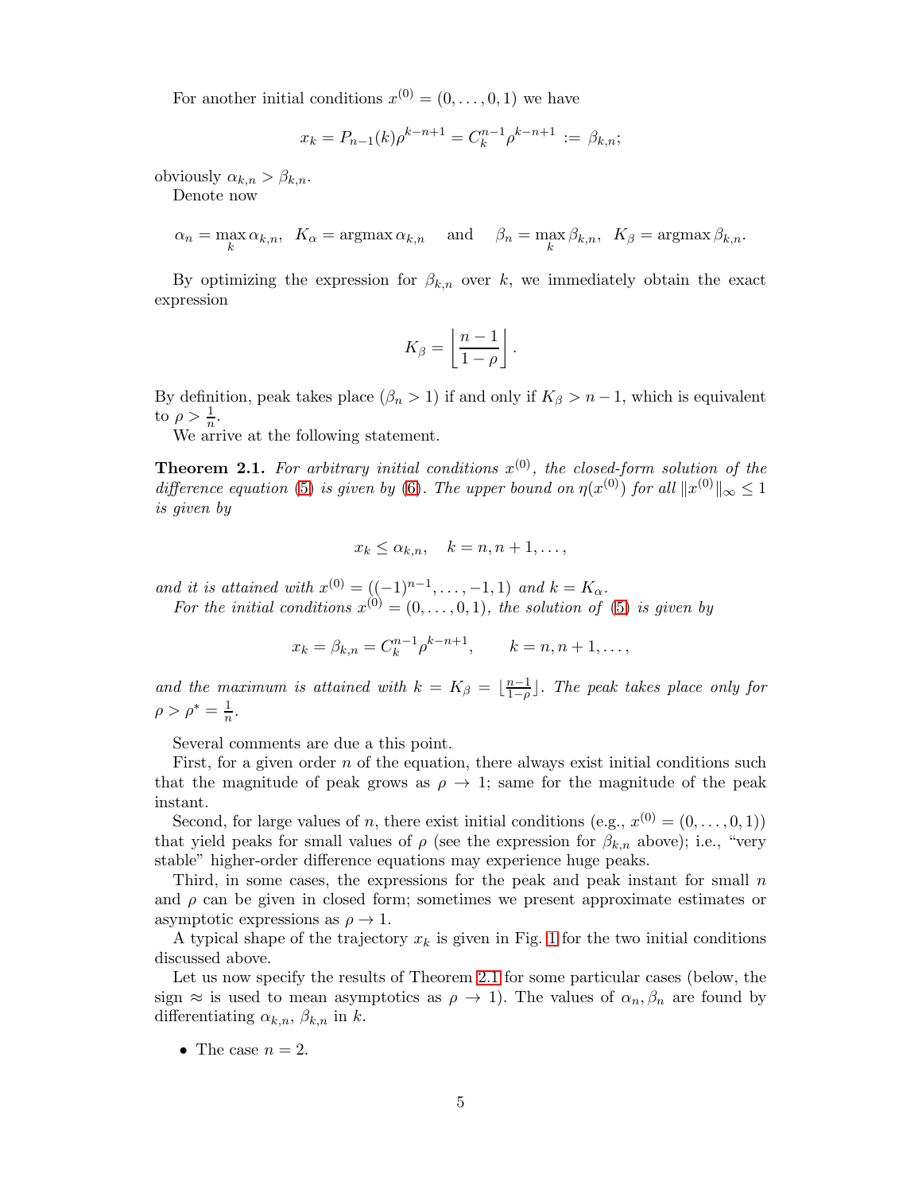For another initial conditions $x^{(0)} = (0, \dots, 0, 1)$ we have

$$x_k = P_{n-1}(k)\rho^{k-n+1} = C_k^{n-1}\rho^{k-n+1} := \beta_{k,n};$$

obviously $\alpha_{k,n} > \beta_{k,n}$.

Denote now

$$\alpha_n = \max_k \alpha_{k,n}, \;\; K_\alpha = \operatorname{argmax} \alpha_{k,n} \quad \text{and} \quad \beta_n = \max_k \beta_{k,n}, \;\; K_\beta = \operatorname{argmax} \beta_{k,n}.$$

By optimizing the expression for $\beta_{k,n}$ over $k$, we immediately obtain the exact expression

$$K_\beta = \left\lfloor \frac{n-1}{1-\rho} \right\rfloor.$$

By definition, peak takes place ($\beta_n > 1$) if and only if $K_\beta > n-1$, which is equivalent to $\rho > \frac{1}{n}$.

We arrive at the following statement.

**Theorem 2.1.** *For arbitrary initial conditions $x^{(0)}$, the closed-form solution of the difference equation (5) is given by (6). The upper bound on $\eta(x^{(0)})$ for all $\|x^{(0)}\|_\infty \le 1$ is given by*

$$x_k \le \alpha_{k,n}, \quad k = n, n+1, \dots,$$

*and it is attained with $x^{(0)} = ((-1)^{n-1}, \dots, -1, 1)$ and $k = K_\alpha$.*

*For the initial conditions $x^{(0)} = (0, \dots, 0, 1)$, the solution of (5) is given by*

$$x_k = \beta_{k,n} = C_k^{n-1}\rho^{k-n+1}, \qquad k = n, n+1, \dots,$$

*and the maximum is attained with $k = K_\beta = \lfloor \frac{n-1}{1-\rho} \rfloor$. The peak takes place only for $\rho > \rho^* = \frac{1}{n}$.*

Several comments are due a this point.

First, for a given order $n$ of the equation, there always exist initial conditions such that the magnitude of peak grows as $\rho \to 1$; same for the magnitude of the peak instant.

Second, for large values of $n$, there exist initial conditions (e.g., $x^{(0)} = (0, \dots, 0, 1)$) that yield peaks for small values of $\rho$ (see the expression for $\beta_{k,n}$ above); i.e., "very stable" higher-order difference equations may experience huge peaks.

Third, in some cases, the expressions for the peak and peak instant for small $n$ and $\rho$ can be given in closed form; sometimes we present approximate estimates or asymptotic expressions as $\rho \to 1$.

A typical shape of the trajectory $x_k$ is given in Fig. 1 for the two initial conditions discussed above.

Let us now specify the results of Theorem 2.1 for some particular cases (below, the sign $\approx$ is used to mean asymptotics as $\rho \to 1$). The values of $\alpha_n, \beta_n$ are found by differentiating $\alpha_{k,n}$, $\beta_{k,n}$ in $k$.

- The case $n = 2$.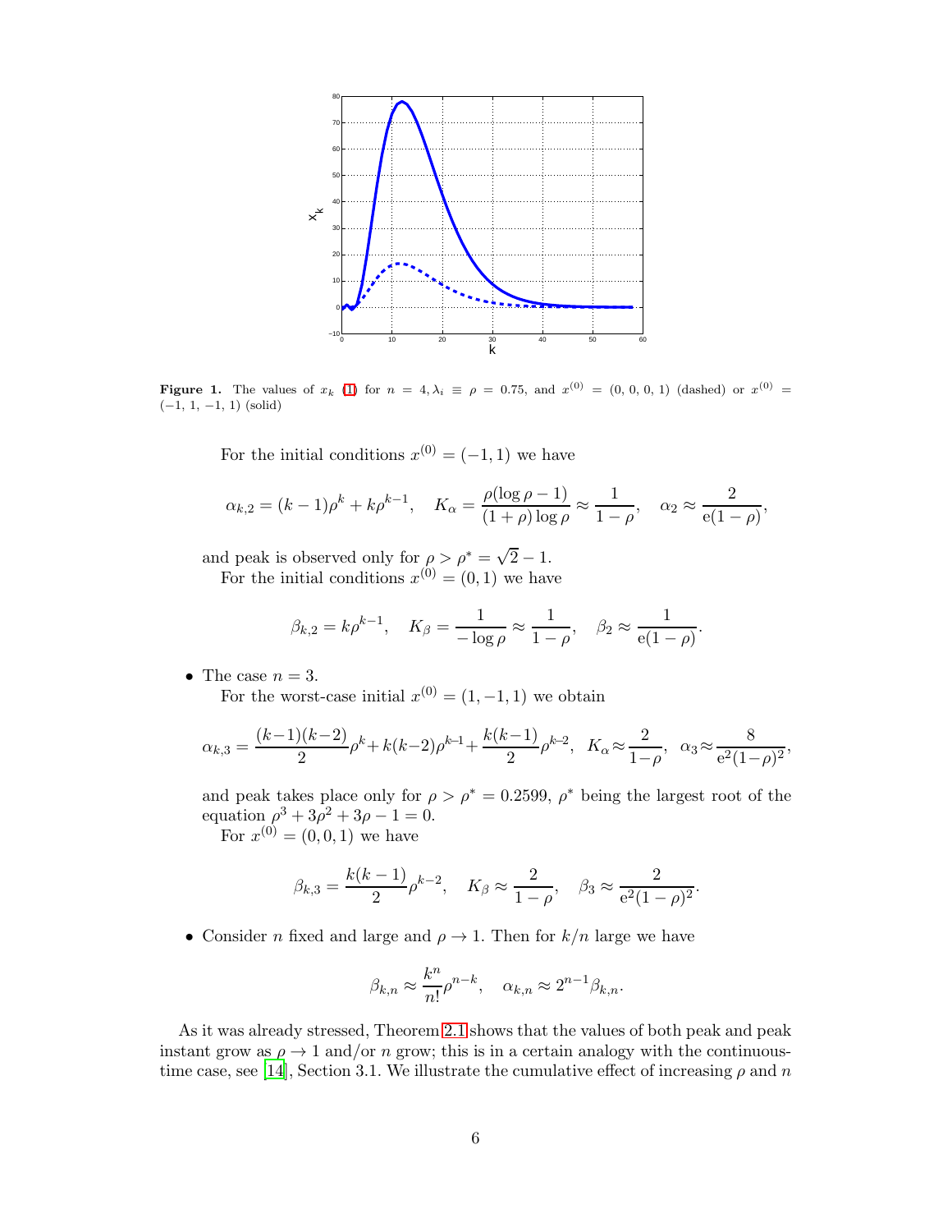**Figure 1.** The values of $x_k$ (1) for $n = 4, \lambda_i \equiv \rho = 0.75$, and $x^{(0)} = (0, 0, 0, 1)$ (dashed) or $x^{(0)} = (-1, 1, -1, 1)$ (solid)

For the initial conditions $x^{(0)} = (-1, 1)$ we have

$$\alpha_{k,2} = (k-1)\rho^k + k\rho^{k-1}, \quad K_\alpha = \frac{\rho(\log\rho - 1)}{(1+\rho)\log\rho} \approx \frac{1}{1-\rho}, \quad \alpha_2 \approx \frac{2}{\mathrm{e}(1-\rho)},$$

and peak is observed only for $\rho > \rho^* = \sqrt{2} - 1$.

For the initial conditions $x^{(0)} = (0, 1)$ we have

$$\beta_{k,2} = k\rho^{k-1}, \quad K_\beta = \frac{1}{-\log\rho} \approx \frac{1}{1-\rho}, \quad \beta_2 \approx \frac{1}{\mathrm{e}(1-\rho)}.$$

- The case $n = 3$.

  For the worst-case initial $x^{(0)} = (1, -1, 1)$ we obtain

$$\alpha_{k,3} = \frac{(k-1)(k-2)}{2}\rho^k + k(k-2)\rho^{k-1} + \frac{k(k-1)}{2}\rho^{k-2}, \quad K_\alpha \approx \frac{2}{1-\rho}, \quad \alpha_3 \approx \frac{8}{\mathrm{e}^2(1-\rho)^2},$$

  and peak takes place only for $\rho > \rho^* = 0.2599$, $\rho^*$ being the largest root of the equation $\rho^3 + 3\rho^2 + 3\rho - 1 = 0$.

  For $x^{(0)} = (0, 0, 1)$ we have

$$\beta_{k,3} = \frac{k(k-1)}{2}\rho^{k-2}, \quad K_\beta \approx \frac{2}{1-\rho}, \quad \beta_3 \approx \frac{2}{\mathrm{e}^2(1-\rho)^2}.$$

- Consider $n$ fixed and large and $\rho \to 1$. Then for $k/n$ large we have

$$\beta_{k,n} \approx \frac{k^n}{n!}\rho^{n-k}, \quad \alpha_{k,n} \approx 2^{n-1}\beta_{k,n}.$$

As it was already stressed, Theorem 2.1 shows that the values of both peak and peak instant grow as $\rho \to 1$ and/or $n$ grow; this is in a certain analogy with the continuous-time case, see [14], Section 3.1. We illustrate the cumulative effect of increasing $\rho$ and $n$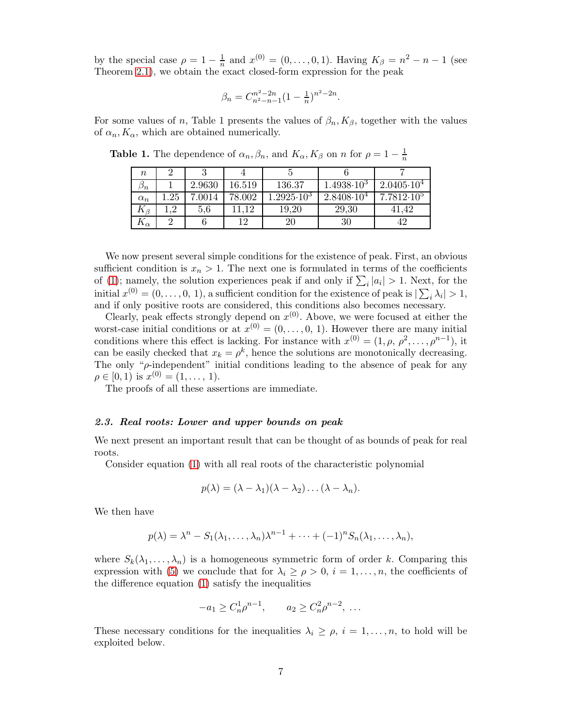by the special case $\rho = 1 - \frac{1}{n}$ and $x^{(0)} = (0, \dots, 0, 1)$. Having $K_\beta = n^2 - n - 1$ (see Theorem 2.1), we obtain the exact closed-form expression for the peak

$$\beta_n = C_{n^2-n-1}^{n^2-2n}(1 - \tfrac{1}{n})^{n^2-2n}.$$

For some values of $n$, Table 1 presents the values of $\beta_n, K_\beta$, together with the values of $\alpha_n, K_\alpha$, which are obtained numerically.

**Table 1.** The dependence of $\alpha_n, \beta_n$, and $K_\alpha, K_\beta$ on $n$ for $\rho = 1 - \frac{1}{n}$

| $n$ | 2 | 3 | 4 | 5 | 6 | 7 |
|---|---|---|---|---|---|---|
| $\beta_n$ | 1 | 2.9630 | 16.519 | 136.37 | $1.4938 \cdot 10^3$ | $2.0405 \cdot 10^4$ |
| $\alpha_n$ | 1.25 | 7.0014 | 78.002 | $1.2925 \cdot 10^3$ | $2.8408 \cdot 10^4$ | $7.7812 \cdot 10^5$ |
| $K_\beta$ | 1,2 | 5,6 | 11,12 | 19,20 | 29,30 | 41,42 |
| $K_\alpha$ | 2 | 6 | 12 | 20 | 30 | 42 |

We now present several simple conditions for the existence of peak. First, an obvious sufficient condition is $x_n > 1$. The next one is formulated in terms of the coefficients of (1); namely, the solution experiences peak if and only if $\sum_i |a_i| > 1$. Next, for the initial $x^{(0)} = (0, \dots, 0, 1)$, a sufficient condition for the existence of peak is $|\sum_i \lambda_i| > 1$, and if only positive roots are considered, this conditions also becomes necessary.

Clearly, peak effects strongly depend on $x^{(0)}$. Above, we were focused at either the worst-case initial conditions or at $x^{(0)} = (0, \dots, 0, 1)$. However there are many initial conditions where this effect is lacking. For instance with $x^{(0)} = (1, \rho, \rho^2, \dots, \rho^{n-1})$, it can be easily checked that $x_k = \rho^k$, hence the solutions are monotonically decreasing. The only "$\rho$-independent" initial conditions leading to the absence of peak for any $\rho \in [0, 1)$ is $x^{(0)} = (1, \dots, 1)$.

The proofs of all these assertions are immediate.

### *2.3. Real roots: Lower and upper bounds on peak*

We next present an important result that can be thought of as bounds of peak for real roots.

Consider equation (1) with all real roots of the characteristic polynomial

$$p(\lambda) = (\lambda - \lambda_1)(\lambda - \lambda_2)\dots(\lambda - \lambda_n).$$

We then have

$$p(\lambda) = \lambda^n - S_1(\lambda_1, \dots, \lambda_n)\lambda^{n-1} + \dots + (-1)^n S_n(\lambda_1, \dots, \lambda_n),$$

where $S_k(\lambda_1, \dots, \lambda_n)$ is a homogeneous symmetric form of order $k$. Comparing this expression with (5) we conclude that for $\lambda_i \ge \rho > 0$, $i = 1, \dots, n$, the coefficients of the difference equation (1) satisfy the inequalities

$$-a_1 \ge C_n^1 \rho^{n-1}, \qquad a_2 \ge C_n^2 \rho^{n-2}, \ \dots$$

These necessary conditions for the inequalities $\lambda_i \ge \rho$, $i = 1, \dots, n$, to hold will be exploited below.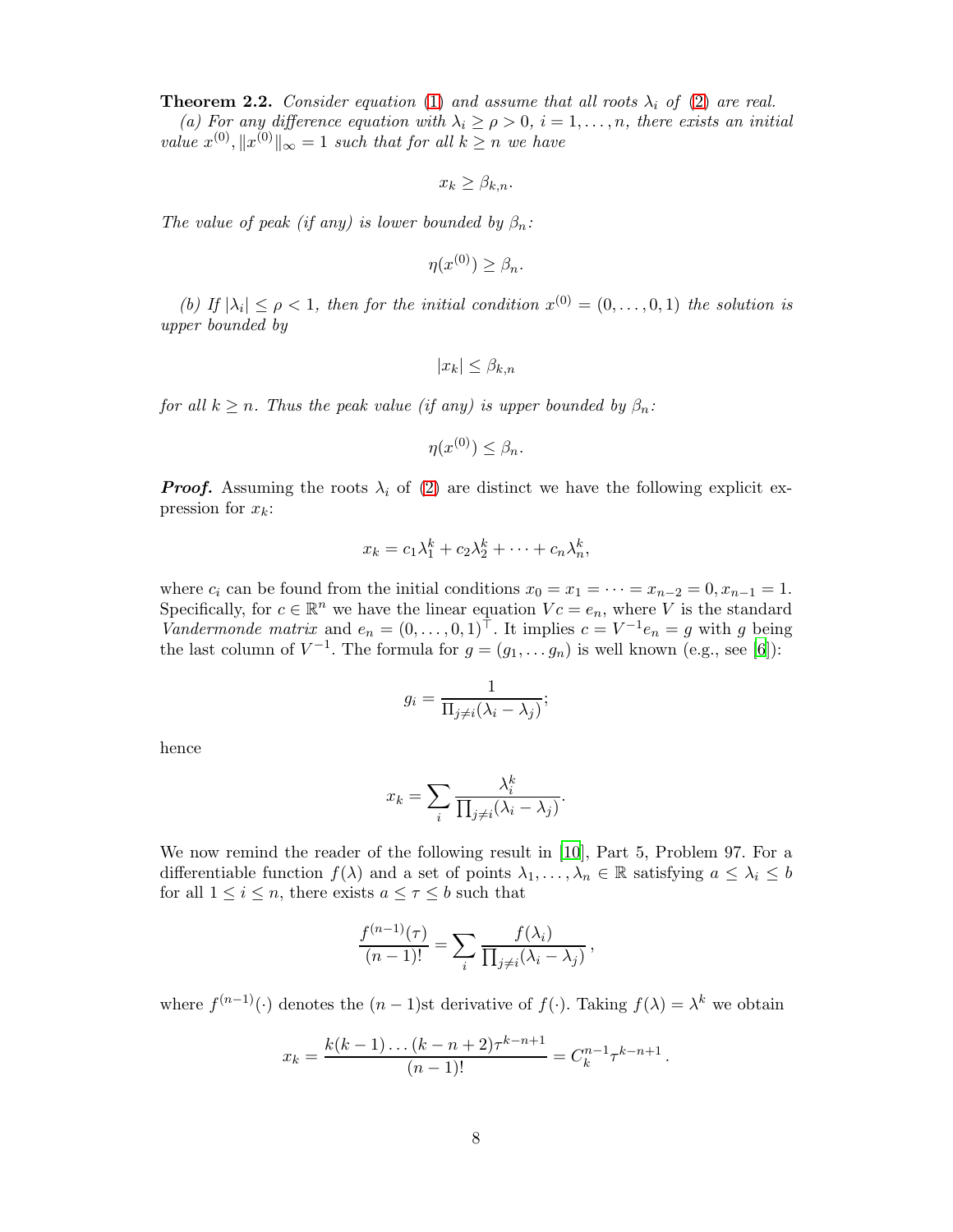**Theorem 2.2.** *Consider equation (1) and assume that all roots $\lambda_i$ of (2) are real.*

*(a) For any difference equation with $\lambda_i \geq \rho > 0$, $i = 1, \ldots, n$, there exists an initial value $x^{(0)}, \|x^{(0)}\|_\infty = 1$ such that for all $k \geq n$ we have*

$$x_k \geq \beta_{k,n}.$$

*The value of peak (if any) is lower bounded by $\beta_n$:*

$$\eta(x^{(0)}) \geq \beta_n.$$

*(b) If $|\lambda_i| \leq \rho < 1$, then for the initial condition $x^{(0)} = (0, \ldots, 0, 1)$ the solution is upper bounded by*

$$|x_k| \leq \beta_{k,n}$$

*for all $k \geq n$. Thus the peak value (if any) is upper bounded by $\beta_n$:*

$$\eta(x^{(0)}) \leq \beta_n.$$

***Proof.*** Assuming the roots $\lambda_i$ of (2) are distinct we have the following explicit expression for $x_k$:

$$x_k = c_1 \lambda_1^k + c_2 \lambda_2^k + \cdots + c_n \lambda_n^k,$$

where $c_i$ can be found from the initial conditions $x_0 = x_1 = \cdots = x_{n-2} = 0, x_{n-1} = 1$. Specifically, for $c \in \mathbb{R}^n$ we have the linear equation $Vc = e_n$, where $V$ is the standard *Vandermonde matrix* and $e_n = (0, \ldots, 0, 1)^\top$. It implies $c = V^{-1} e_n = g$ with $g$ being the last column of $V^{-1}$. The formula for $g = (g_1, \ldots g_n)$ is well known (e.g., see [6]):

$$g_i = \frac{1}{\Pi_{j \neq i}(\lambda_i - \lambda_j)};$$

hence

$$x_k = \sum_i \frac{\lambda_i^k}{\prod_{j \neq i}(\lambda_i - \lambda_j)}.$$

We now remind the reader of the following result in [10], Part 5, Problem 97. For a differentiable function $f(\lambda)$ and a set of points $\lambda_1, \ldots, \lambda_n \in \mathbb{R}$ satisfying $a \leq \lambda_i \leq b$ for all $1 \leq i \leq n$, there exists $a \leq \tau \leq b$ such that

$$\frac{f^{(n-1)}(\tau)}{(n-1)!} = \sum_i \frac{f(\lambda_i)}{\prod_{j \neq i}(\lambda_i - \lambda_j)},$$

where $f^{(n-1)}(\cdot)$ denotes the $(n-1)$st derivative of $f(\cdot)$. Taking $f(\lambda) = \lambda^k$ we obtain

$$x_k = \frac{k(k-1)\ldots(k-n+2)\tau^{k-n+1}}{(n-1)!} = C_k^{n-1} \tau^{k-n+1}.$$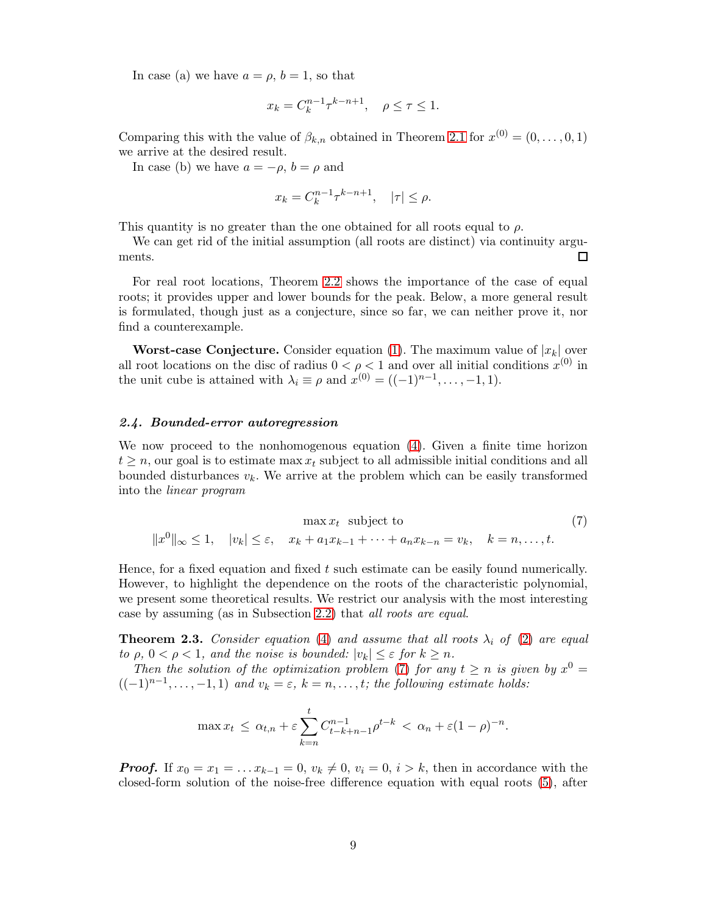In case (a) we have $a = \rho$, $b = 1$, so that

$$x_k = C_k^{n-1} \tau^{k-n+1}, \quad \rho \le \tau \le 1.$$

Comparing this with the value of $\beta_{k,n}$ obtained in Theorem 2.1 for $x^{(0)} = (0, \ldots, 0, 1)$ we arrive at the desired result.

In case (b) we have $a = -\rho$, $b = \rho$ and

$$x_k = C_k^{n-1} \tau^{k-n+1}, \quad |\tau| \le \rho.$$

This quantity is no greater than the one obtained for all roots equal to $\rho$.

We can get rid of the initial assumption (all roots are distinct) via continuity arguments. □

For real root locations, Theorem 2.2 shows the importance of the case of equal roots; it provides upper and lower bounds for the peak. Below, a more general result is formulated, though just as a conjecture, since so far, we can neither prove it, nor find a counterexample.

**Worst-case Conjecture.** Consider equation (1). The maximum value of $|x_k|$ over all root locations on the disc of radius $0 < \rho < 1$ and over all initial conditions $x^{(0)}$ in the unit cube is attained with $\lambda_i \equiv \rho$ and $x^{(0)} = ((-1)^{n-1}, \ldots, -1, 1)$.

### *2.4. Bounded-error autoregression*

We now proceed to the nonhomogenous equation (4). Given a finite time horizon $t \ge n$, our goal is to estimate $\max x_t$ subject to all admissible initial conditions and all bounded disturbances $v_k$. We arrive at the problem which can be easily transformed into the *linear program*

$$\max x_t \;\; \text{subject to} \tag{7}$$
$$\|x^0\|_\infty \le 1, \quad |v_k| \le \varepsilon, \quad x_k + a_1 x_{k-1} + \cdots + a_n x_{k-n} = v_k, \quad k = n, \ldots, t.$$

Hence, for a fixed equation and fixed $t$ such estimate can be easily found numerically. However, to highlight the dependence on the roots of the characteristic polynomial, we present some theoretical results. We restrict our analysis with the most interesting case by assuming (as in Subsection 2.2) that *all roots are equal*.

**Theorem 2.3.** *Consider equation (4) and assume that all roots $\lambda_i$ of (2) are equal to $\rho$, $0 < \rho < 1$, and the noise is bounded: $|v_k| \le \varepsilon$ for $k \ge n$.*

*Then the solution of the optimization problem (7) for any $t \ge n$ is given by $x^0 = ((-1)^{n-1}, \ldots, -1, 1)$ and $v_k = \varepsilon$, $k = n, \ldots, t$; the following estimate holds:*

$$\max x_t \;\le\; \alpha_{t,n} + \varepsilon \sum_{k=n}^{t} C_{t-k+n-1}^{n-1} \rho^{t-k} \;<\; \alpha_n + \varepsilon (1-\rho)^{-n}.$$

***Proof.*** If $x_0 = x_1 = \ldots x_{k-1} = 0$, $v_k \ne 0$, $v_i = 0$, $i > k$, then in accordance with the closed-form solution of the noise-free difference equation with equal roots (5), after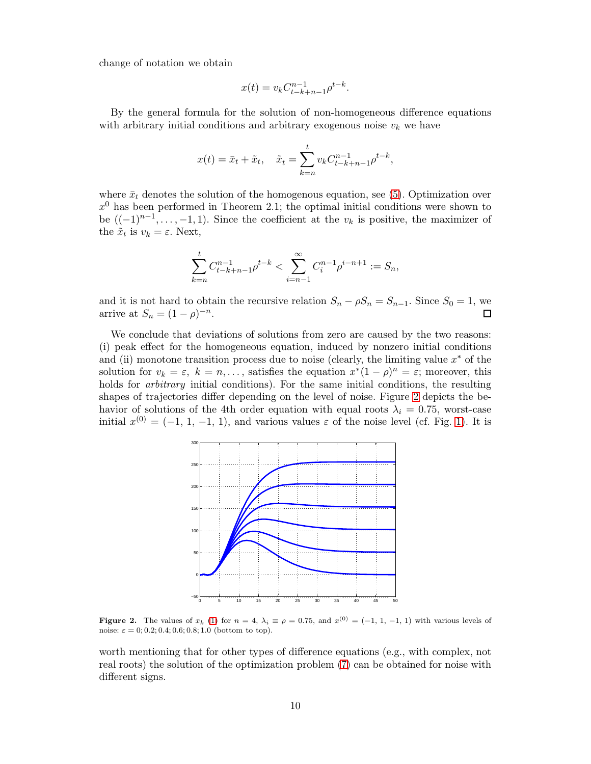change of notation we obtain

$$x(t) = v_k C^{n-1}_{t-k+n-1} \rho^{t-k}.$$

By the general formula for the solution of non-homogeneous difference equations with arbitrary initial conditions and arbitrary exogenous noise $v_k$ we have

$$x(t) = \bar{x}_t + \tilde{x}_t, \quad \tilde{x}_t = \sum_{k=n}^{t} v_k C^{n-1}_{t-k+n-1} \rho^{t-k},$$

where $\bar{x}_t$ denotes the solution of the homogenous equation, see (5). Optimization over $x^0$ has been performed in Theorem 2.1; the optimal initial conditions were shown to be $((-1)^{n-1}, \dots, -1, 1)$. Since the coefficient at the $v_k$ is positive, the maximizer of the $\tilde{x}_t$ is $v_k = \varepsilon$. Next,

$$\sum_{k=n}^{t} C^{n-1}_{t-k+n-1} \rho^{t-k} < \sum_{i=n-1}^{\infty} C^{n-1}_{i} \rho^{i-n+1} := S_n,$$

and it is not hard to obtain the recursive relation $S_n - \rho S_n = S_{n-1}$. Since $S_0 = 1$, we arrive at $S_n = (1-\rho)^{-n}$. □

We conclude that deviations of solutions from zero are caused by the two reasons: (i) peak effect for the homogeneous equation, induced by nonzero initial conditions and (ii) monotone transition process due to noise (clearly, the limiting value $x^*$ of the solution for $v_k = \varepsilon, \ k = n, \dots$, satisfies the equation $x^*(1-\rho)^n = \varepsilon$; moreover, this holds for *arbitrary* initial conditions). For the same initial conditions, the resulting shapes of trajectories differ depending on the level of noise. Figure 2 depicts the behavior of solutions of the 4th order equation with equal roots $\lambda_i = 0.75$, worst-case initial $x^{(0)} = (-1, \, 1, \, -1, \, 1)$, and various values $\varepsilon$ of the noise level (cf. Fig. 1). It is

**Figure 2.** The values of $x_k$ (1) for $n = 4$, $\lambda_i \equiv \rho = 0.75$, and $x^{(0)} = (-1, \, 1, \, -1, \, 1)$ with various levels of noise: $\varepsilon = 0; 0.2; 0.4; 0.6; 0.8; 1.0$ (bottom to top).

worth mentioning that for other types of difference equations (e.g., with complex, not real roots) the solution of the optimization problem (7) can be obtained for noise with different signs.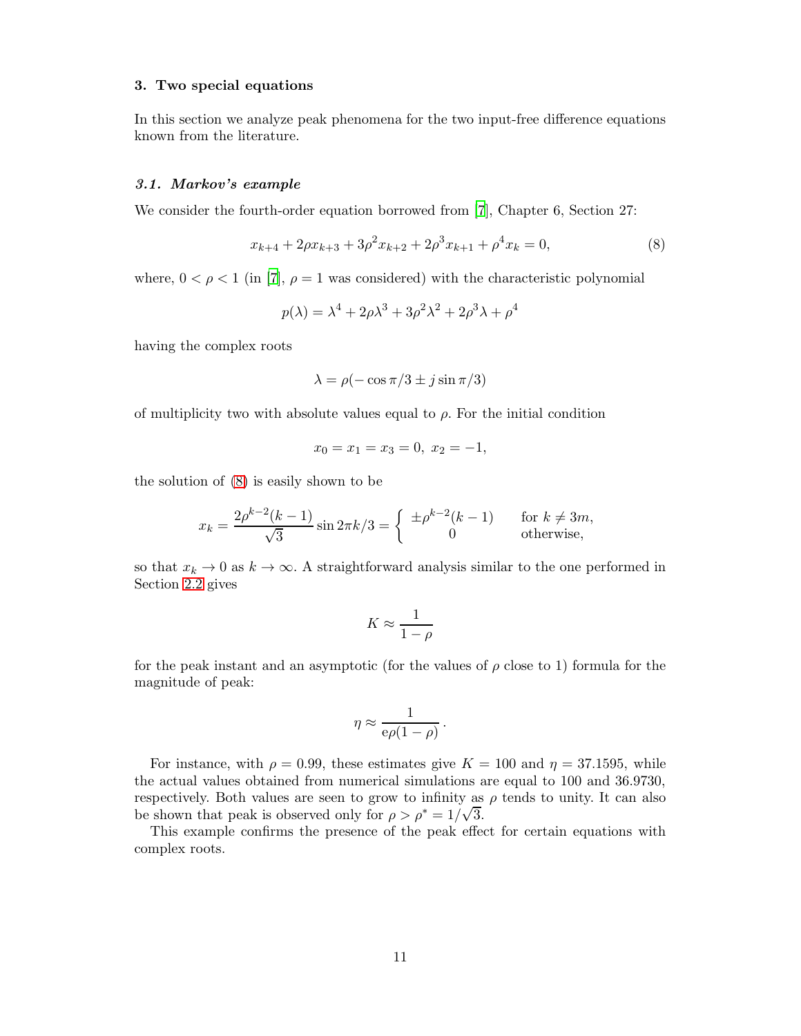## 3. Two special equations

In this section we analyze peak phenomena for the two input-free difference equations known from the literature.

### *3.1. Markov's example*

We consider the fourth-order equation borrowed from [7], Chapter 6, Section 27:

$$x_{k+4} + 2\rho x_{k+3} + 3\rho^2 x_{k+2} + 2\rho^3 x_{k+1} + \rho^4 x_k = 0, \tag{8}$$

where, $0 < \rho < 1$ (in [7], $\rho = 1$ was considered) with the characteristic polynomial

$$p(\lambda) = \lambda^4 + 2\rho\lambda^3 + 3\rho^2\lambda^2 + 2\rho^3\lambda + \rho^4$$

having the complex roots

$$\lambda = \rho(-\cos\pi/3 \pm j\sin\pi/3)$$

of multiplicity two with absolute values equal to $\rho$. For the initial condition

$$x_0 = x_1 = x_3 = 0,\; x_2 = -1,$$

the solution of (8) is easily shown to be

$$x_k = \frac{2\rho^{k-2}(k-1)}{\sqrt{3}}\sin 2\pi k/3 = \begin{cases} \pm\rho^{k-2}(k-1) & \text{for } k \neq 3m, \\ 0 & \text{otherwise,} \end{cases}$$

so that $x_k \to 0$ as $k \to \infty$. A straightforward analysis similar to the one performed in Section 2.2 gives

$$K \approx \frac{1}{1-\rho}$$

for the peak instant and an asymptotic (for the values of $\rho$ close to 1) formula for the magnitude of peak:

$$\eta \approx \frac{1}{\mathrm{e}\rho(1-\rho)}.$$

For instance, with $\rho = 0.99$, these estimates give $K = 100$ and $\eta = 37.1595$, while the actual values obtained from numerical simulations are equal to 100 and 36.9730, respectively. Both values are seen to grow to infinity as $\rho$ tends to unity. It can also be shown that peak is observed only for $\rho > \rho^* = 1/\sqrt{3}$.

This example confirms the presence of the peak effect for certain equations with complex roots.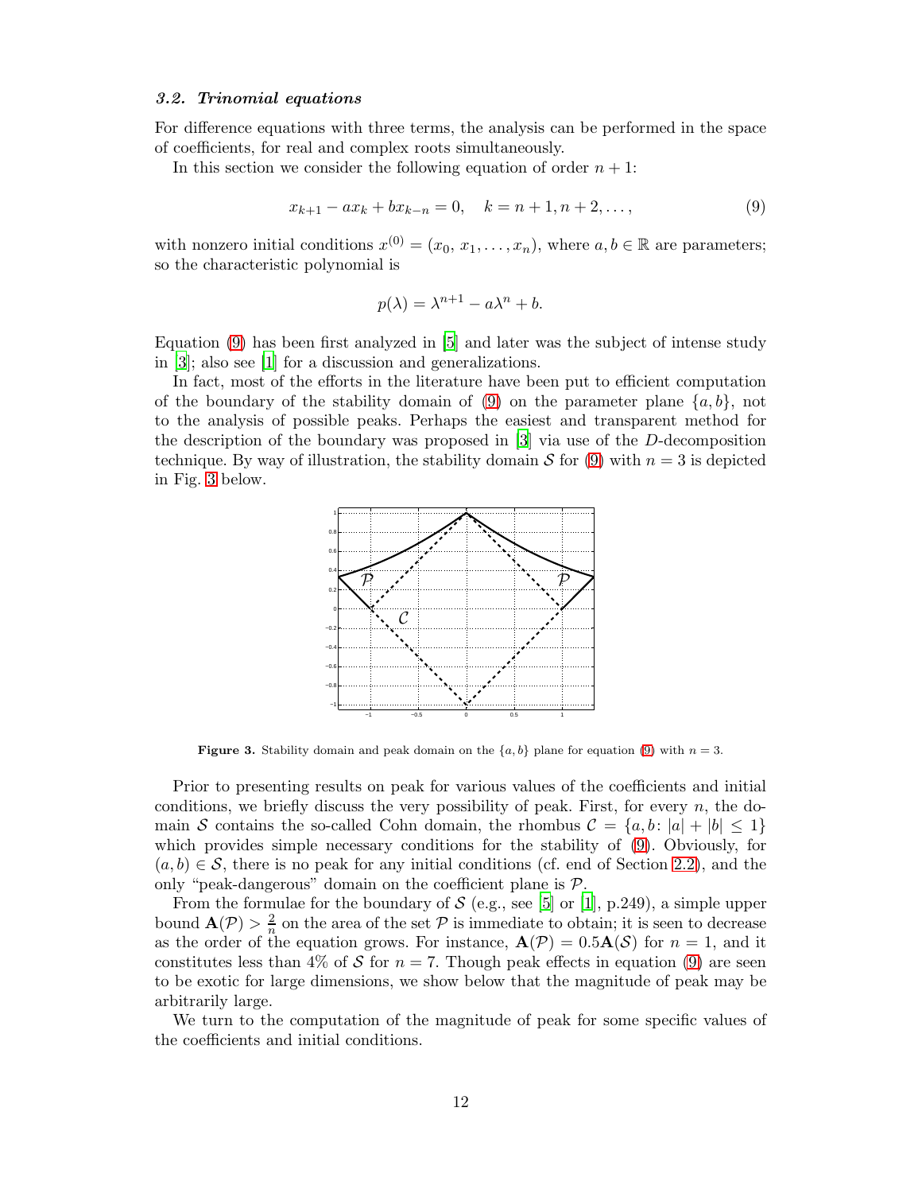### 3.2. Trinomial equations

For difference equations with three terms, the analysis can be performed in the space of coefficients, for real and complex roots simultaneously.

In this section we consider the following equation of order $n+1$:

$$x_{k+1} - ax_k + bx_{k-n} = 0, \quad k = n+1, n+2, \dots, \tag{9}$$

with nonzero initial conditions $x^{(0)} = (x_0, x_1, \dots, x_n)$, where $a, b \in \mathbb{R}$ are parameters; so the characteristic polynomial is

$$p(\lambda) = \lambda^{n+1} - a\lambda^n + b.$$

Equation (9) has been first analyzed in [5] and later was the subject of intense study in [3]; also see [1] for a discussion and generalizations.

In fact, most of the efforts in the literature have been put to efficient computation of the boundary of the stability domain of (9) on the parameter plane $\{a, b\}$, not to the analysis of possible peaks. Perhaps the easiest and transparent method for the description of the boundary was proposed in [3] via use of the $D$-decomposition technique. By way of illustration, the stability domain $\mathcal{S}$ for (9) with $n = 3$ is depicted in Fig. 3 below.

**Figure 3.** Stability domain and peak domain on the $\{a, b\}$ plane for equation (9) with $n = 3$.

Prior to presenting results on peak for various values of the coefficients and initial conditions, we briefly discuss the very possibility of peak. First, for every $n$, the domain $\mathcal{S}$ contains the so-called Cohn domain, the rhombus $\mathcal{C} = \{a, b \colon |a| + |b| \leq 1\}$ which provides simple necessary conditions for the stability of (9). Obviously, for $(a, b) \in \mathcal{S}$, there is no peak for any initial conditions (cf. end of Section 2.2), and the only "peak-dangerous" domain on the coefficient plane is $\mathcal{P}$.

From the formulae for the boundary of $\mathcal{S}$ (e.g., see [5] or [1], p.249), a simple upper bound $\mathbf{A}(\mathcal{P}) > \frac{2}{n}$ on the area of the set $\mathcal{P}$ is immediate to obtain; it is seen to decrease as the order of the equation grows. For instance, $\mathbf{A}(\mathcal{P}) = 0.5\mathbf{A}(\mathcal{S})$ for $n = 1$, and it constitutes less than 4% of $\mathcal{S}$ for $n = 7$. Though peak effects in equation (9) are seen to be exotic for large dimensions, we show below that the magnitude of peak may be arbitrarily large.

We turn to the computation of the magnitude of peak for some specific values of the coefficients and initial conditions.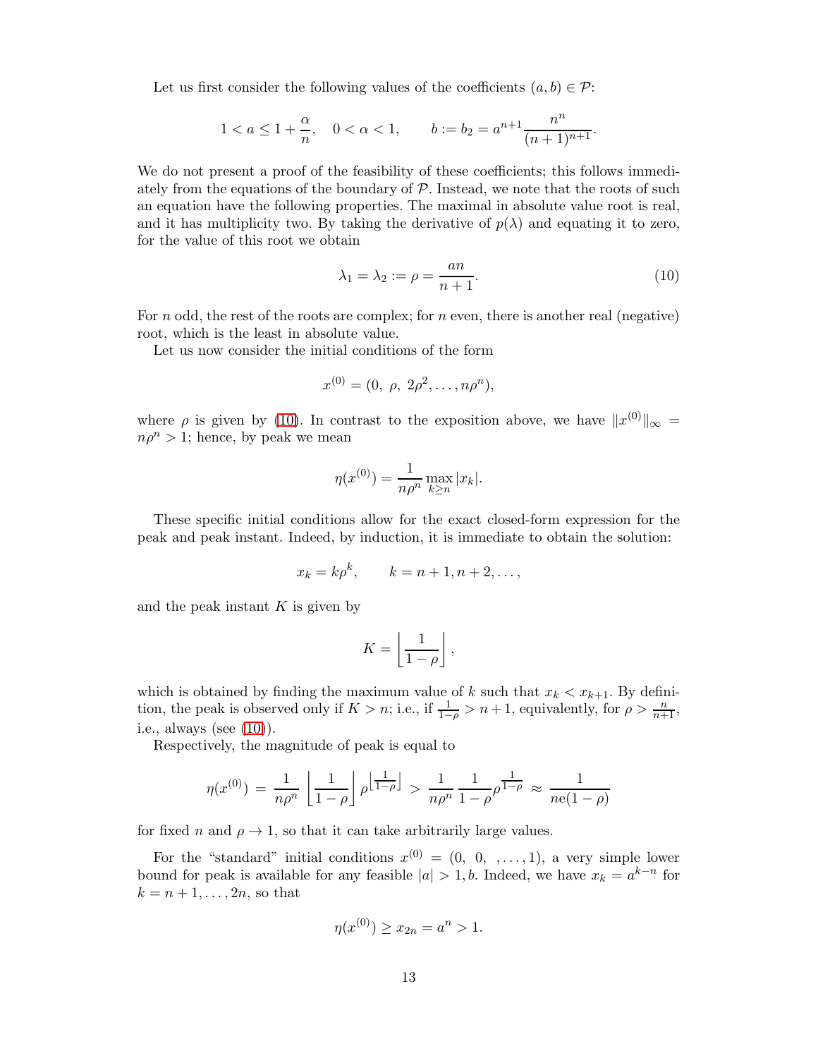Let us first consider the following values of the coefficients $(a, b) \in \mathcal{P}$:

$$1 < a \leq 1 + \frac{\alpha}{n}, \quad 0 < \alpha < 1, \qquad b := b_2 = a^{n+1} \frac{n^n}{(n+1)^{n+1}}.$$

We do not present a proof of the feasibility of these coefficients; this follows immediately from the equations of the boundary of $\mathcal{P}$. Instead, we note that the roots of such an equation have the following properties. The maximal in absolute value root is real, and it has multiplicity two. By taking the derivative of $p(\lambda)$ and equating it to zero, for the value of this root we obtain

$$\lambda_1 = \lambda_2 := \rho = \frac{an}{n+1}. \tag{10}$$

For $n$ odd, the rest of the roots are complex; for $n$ even, there is another real (negative) root, which is the least in absolute value.

Let us now consider the initial conditions of the form

$$x^{(0)} = (0,\ \rho,\ 2\rho^2, \dots, n\rho^n),$$

where $\rho$ is given by (10). In contrast to the exposition above, we have $\|x^{(0)}\|_\infty = n\rho^n > 1$; hence, by peak we mean

$$\eta(x^{(0)}) = \frac{1}{n\rho^n} \max_{k \geq n} |x_k|.$$

These specific initial conditions allow for the exact closed-form expression for the peak and peak instant. Indeed, by induction, it is immediate to obtain the solution:

$$x_k = k\rho^k, \qquad k = n+1, n+2, \dots,$$

and the peak instant $K$ is given by

$$K = \left\lfloor \frac{1}{1-\rho} \right\rfloor,$$

which is obtained by finding the maximum value of $k$ such that $x_k < x_{k+1}$. By definition, the peak is observed only if $K > n$; i.e., if $\frac{1}{1-\rho} > n+1$, equivalently, for $\rho > \frac{n}{n+1}$, i.e., always (see (10)).

Respectively, the magnitude of peak is equal to

$$\eta(x^{(0)}) \;=\; \frac{1}{n\rho^n} \left\lfloor \frac{1}{1-\rho} \right\rfloor \rho^{\left\lfloor \frac{1}{1-\rho} \right\rfloor} \;>\; \frac{1}{n\rho^n} \frac{1}{1-\rho} \rho^{\frac{1}{1-\rho}} \;\approx\; \frac{1}{n\mathrm{e}(1-\rho)}$$

for fixed $n$ and $\rho \to 1$, so that it can take arbitrarily large values.

For the "standard" initial conditions $x^{(0)} = (0,\ 0,\ \dots, 1)$, a very simple lower bound for peak is available for any feasible $|a| > 1, b$. Indeed, we have $x_k = a^{k-n}$ for $k = n+1, \dots, 2n$, so that

$$\eta(x^{(0)}) \geq x_{2n} = a^n > 1.$$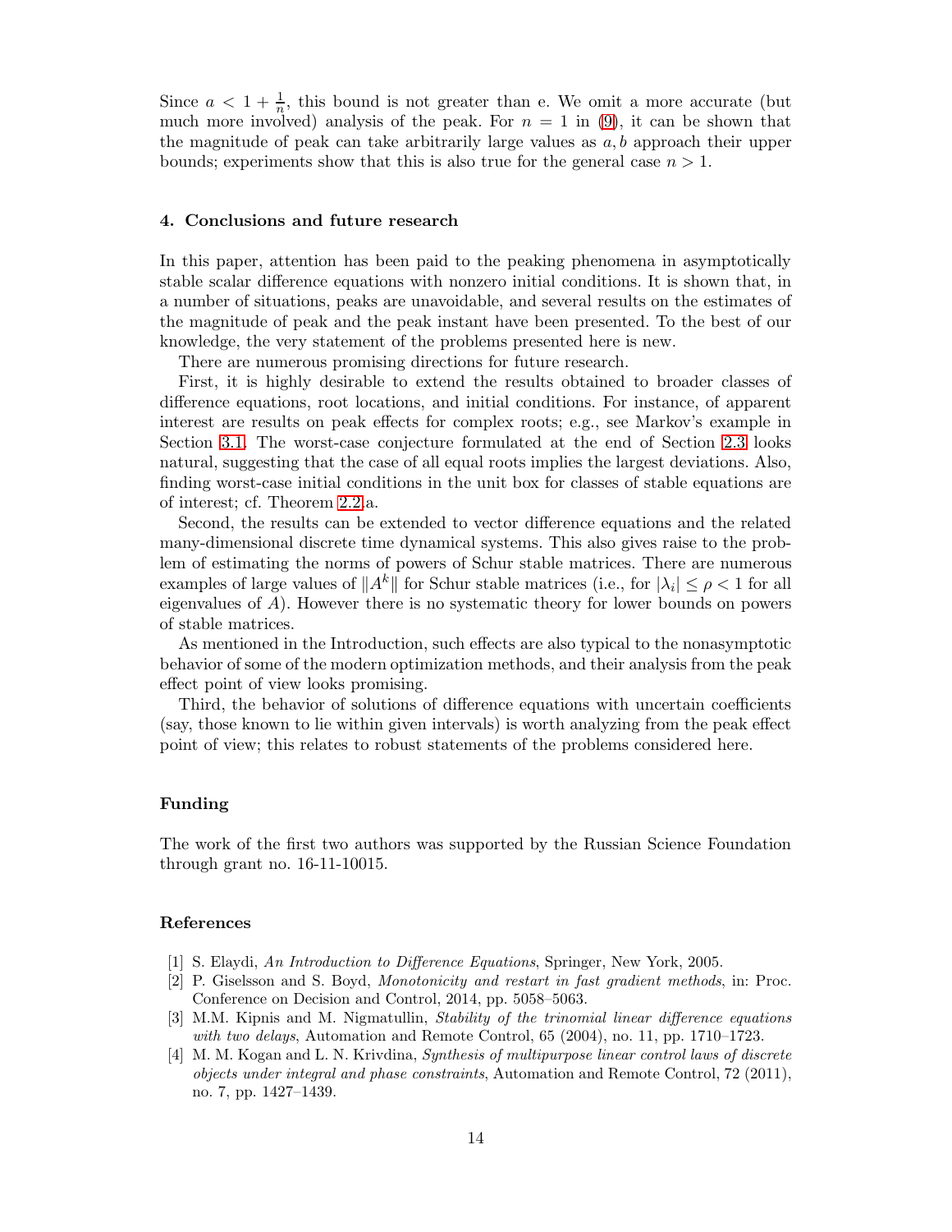Since $a < 1 + \frac{1}{n}$, this bound is not greater than e. We omit a more accurate (but much more involved) analysis of the peak. For $n = 1$ in (9), it can be shown that the magnitude of peak can take arbitrarily large values as $a, b$ approach their upper bounds; experiments show that this is also true for the general case $n > 1$.

## 4. Conclusions and future research

In this paper, attention has been paid to the peaking phenomena in asymptotically stable scalar difference equations with nonzero initial conditions. It is shown that, in a number of situations, peaks are unavoidable, and several results on the estimates of the magnitude of peak and the peak instant have been presented. To the best of our knowledge, the very statement of the problems presented here is new.

There are numerous promising directions for future research.

First, it is highly desirable to extend the results obtained to broader classes of difference equations, root locations, and initial conditions. For instance, of apparent interest are results on peak effects for complex roots; e.g., see Markov's example in Section 3.1. The worst-case conjecture formulated at the end of Section 2.3 looks natural, suggesting that the case of all equal roots implies the largest deviations. Also, finding worst-case initial conditions in the unit box for classes of stable equations are of interest; cf. Theorem 2.2a.

Second, the results can be extended to vector difference equations and the related many-dimensional discrete time dynamical systems. This also gives raise to the problem of estimating the norms of powers of Schur stable matrices. There are numerous examples of large values of $\|A^k\|$ for Schur stable matrices (i.e., for $|\lambda_i| \leq \rho < 1$ for all eigenvalues of $A$). However there is no systematic theory for lower bounds on powers of stable matrices.

As mentioned in the Introduction, such effects are also typical to the nonasymptotic behavior of some of the modern optimization methods, and their analysis from the peak effect point of view looks promising.

Third, the behavior of solutions of difference equations with uncertain coefficients (say, those known to lie within given intervals) is worth analyzing from the peak effect point of view; this relates to robust statements of the problems considered here.

## Funding

The work of the first two authors was supported by the Russian Science Foundation through grant no. 16-11-10015.

## References

[1] S. Elaydi, *An Introduction to Difference Equations*, Springer, New York, 2005.

[2] P. Giselsson and S. Boyd, *Monotonicity and restart in fast gradient methods*, in: Proc. Conference on Decision and Control, 2014, pp. 5058–5063.

[3] M.M. Kipnis and M. Nigmatullin, *Stability of the trinomial linear difference equations with two delays*, Automation and Remote Control, 65 (2004), no. 11, pp. 1710–1723.

[4] M. M. Kogan and L. N. Krivdina, *Synthesis of multipurpose linear control laws of discrete objects under integral and phase constraints*, Automation and Remote Control, 72 (2011), no. 7, pp. 1427–1439.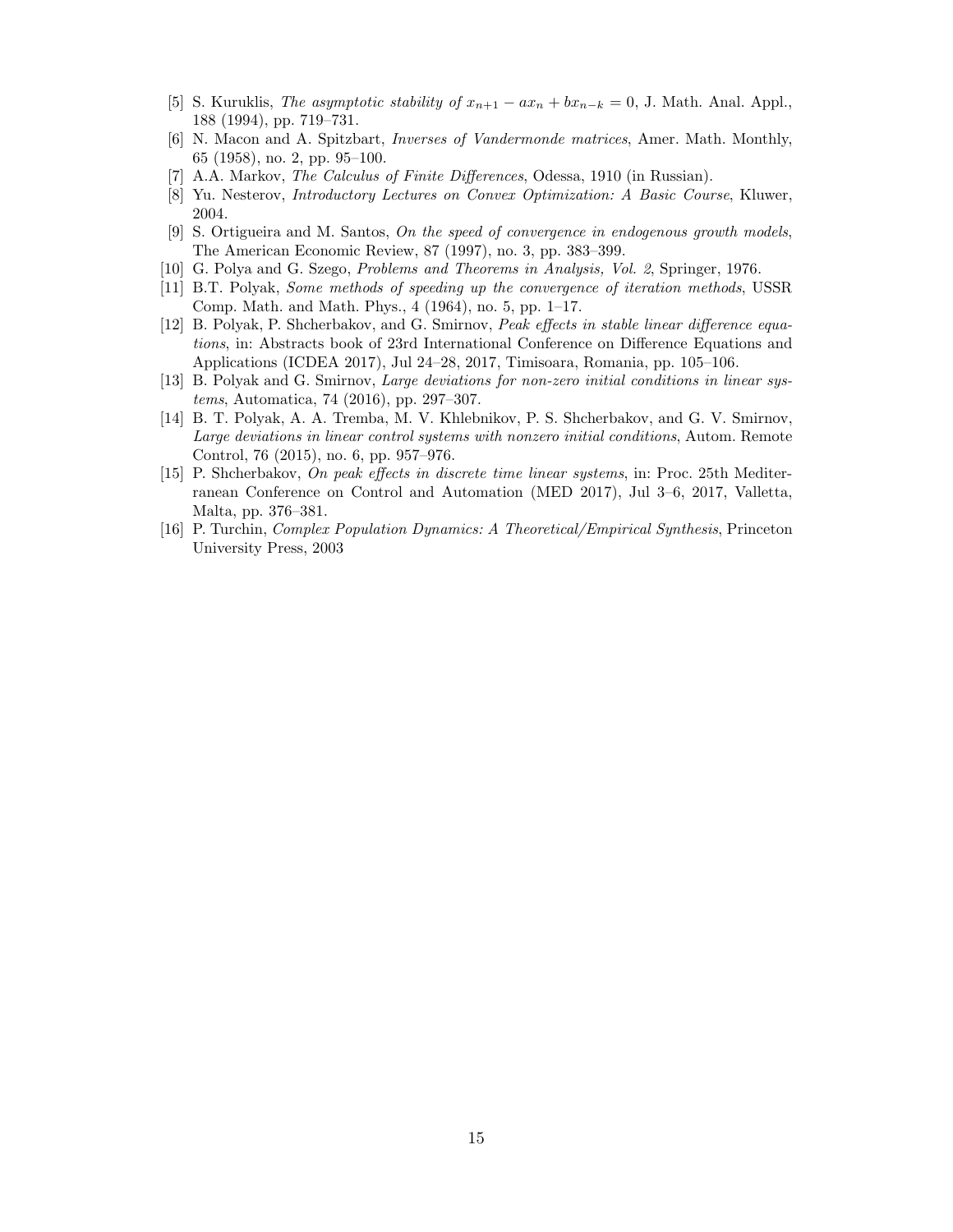[5] S. Kuruklis, *The asymptotic stability of* $x_{n+1} - ax_n + bx_{n-k} = 0$, J. Math. Anal. Appl., 188 (1994), pp. 719–731.

[6] N. Macon and A. Spitzbart, *Inverses of Vandermonde matrices*, Amer. Math. Monthly, 65 (1958), no. 2, pp. 95–100.

[7] A.A. Markov, *The Calculus of Finite Differences*, Odessa, 1910 (in Russian).

[8] Yu. Nesterov, *Introductory Lectures on Convex Optimization: A Basic Course*, Kluwer, 2004.

[9] S. Ortigueira and M. Santos, *On the speed of convergence in endogenous growth models*, The American Economic Review, 87 (1997), no. 3, pp. 383–399.

[10] G. Polya and G. Szego, *Problems and Theorems in Analysis, Vol. 2*, Springer, 1976.

[11] B.T. Polyak, *Some methods of speeding up the convergence of iteration methods*, USSR Comp. Math. and Math. Phys., 4 (1964), no. 5, pp. 1–17.

[12] B. Polyak, P. Shcherbakov, and G. Smirnov, *Peak effects in stable linear difference equations*, in: Abstracts book of 23rd International Conference on Difference Equations and Applications (ICDEA 2017), Jul 24–28, 2017, Timisoara, Romania, pp. 105–106.

[13] B. Polyak and G. Smirnov, *Large deviations for non-zero initial conditions in linear systems*, Automatica, 74 (2016), pp. 297–307.

[14] B. T. Polyak, A. A. Tremba, M. V. Khlebnikov, P. S. Shcherbakov, and G. V. Smirnov, *Large deviations in linear control systems with nonzero initial conditions*, Autom. Remote Control, 76 (2015), no. 6, pp. 957–976.

[15] P. Shcherbakov, *On peak effects in discrete time linear systems*, in: Proc. 25th Mediterranean Conference on Control and Automation (MED 2017), Jul 3–6, 2017, Valletta, Malta, pp. 376–381.

[16] P. Turchin, *Complex Population Dynamics: A Theoretical/Empirical Synthesis*, Princeton University Press, 2003